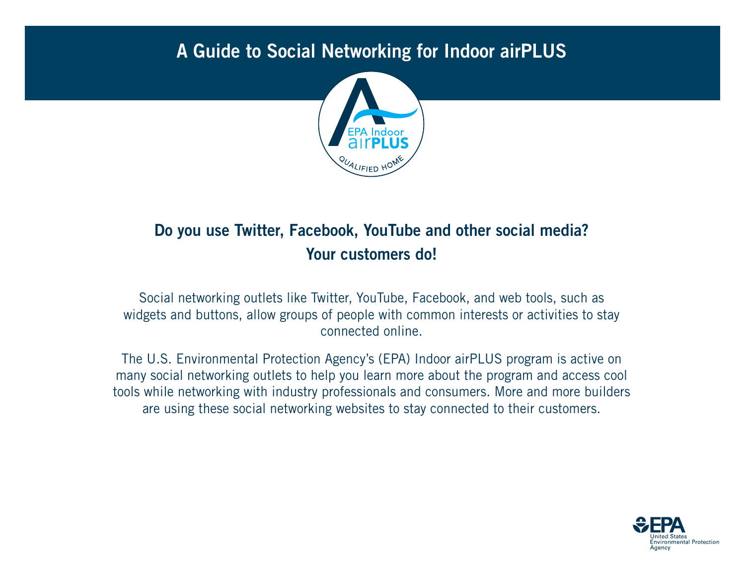# A Guide to Social Networking for Indoor airPLUS

## Do you use Twitter, Facebook, YouTube and other social media? Your customers do!

Social networking outlets like Twitter, YouTube, Facebook, and web tools, such as widgets and buttons, allow groups of people with common interests or activities to stay connected online.

The U.S. Environmental Protection Agency's (EPA) Indoor airPLUS program is active on many social networking outlets to help you learn more about the program and access cool tools while networking with industry professionals and consumers. More and more builders are using these social networking websites to stay connected to their customers.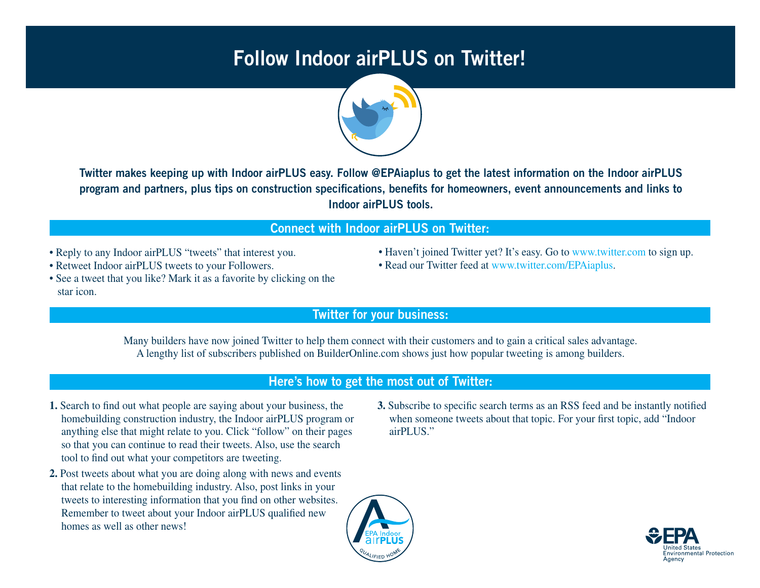# Follow Indoor airPLUS on Twitter!

**Twitter makes keeping up with Indoor airPLUS easy. Follow @EPAiaplus to get the latest information on the Indoor airPLUS program and partners, plus tips on construction specifications, benefits for homeowners, event announcements and links to Indoor airPLUS tools.**

## Connect with Indoor airPLUS on Twitter:

- Reply to any Indoor airPLUS "tweets" that interest you.
- Retweet Indoor airPLUS tweets to your Followers.
- See a tweet that you like? Mark it as a favorite by clicking on the star icon.
- Haven't joined Twitter yet? It's easy. Go to www.twitter.com to sign up.
- Read our Twitter feed at www.twitter.com/EPAiaplus.

## Twitter for your business:

Many builders have now joined Twitter to help them connect with their customers and to gain a critical sales advantage. A lengthy list of subscribers published on BuilderOnline.com shows just how popular tweeting is among builders.

## Here's how to get the most out of Twitter:

1. Search to find out what people are saying about your business, the homebuilding construction industry, the Indoor airPLUS program or anything else that might relate to you. Click "follow" on their pages so that you can continue to read their tweets. Also, use the search tool to find out what your competitors are tweeting.
2. Post tweets about what you are doing along with news and events that relate to the homebuilding industry. Also, post links in your tweets to interesting information that you find on other websites. Remember to tweet about your Indoor airPLUS qualified new homes as well as other news!
3. Subscribe to specific search terms as an RSS feed and be instantly notified when someone tweets about that topic. For your first topic, add "Indoor airPLUS."

EPA Indoor airPLUS Qualified Home

EPA United States Environmental Protection Agency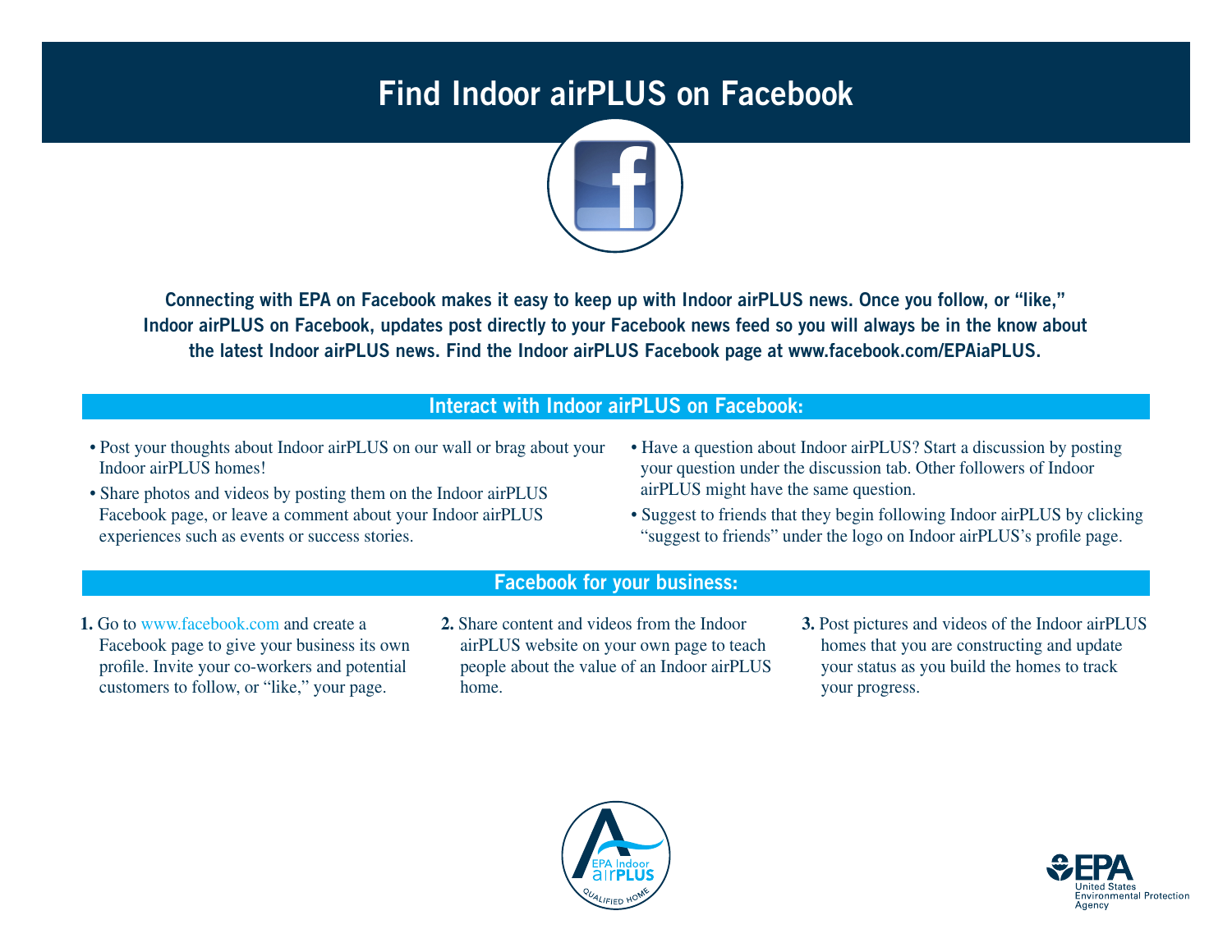# Find Indoor airPLUS on Facebook

**Connecting with EPA on Facebook makes it easy to keep up with Indoor airPLUS news. Once you follow, or "like," Indoor airPLUS on Facebook, updates post directly to your Facebook news feed so you will always be in the know about the latest Indoor airPLUS news. Find the Indoor airPLUS Facebook page at www.facebook.com/EPAiaPLUS.**

## Interact with Indoor airPLUS on Facebook:

- Post your thoughts about Indoor airPLUS on our wall or brag about your Indoor airPLUS homes!
- Share photos and videos by posting them on the Indoor airPLUS Facebook page, or leave a comment about your Indoor airPLUS experiences such as events or success stories.
- Have a question about Indoor airPLUS? Start a discussion by posting your question under the discussion tab. Other followers of Indoor airPLUS might have the same question.
- Suggest to friends that they begin following Indoor airPLUS by clicking "suggest to friends" under the logo on Indoor airPLUS's profile page.

## Facebook for your business:

1. Go to www.facebook.com and create a Facebook page to give your business its own profile. Invite your co-workers and potential customers to follow, or "like," your page.
2. Share content and videos from the Indoor airPLUS website on your own page to teach people about the value of an Indoor airPLUS home.
3. Post pictures and videos of the Indoor airPLUS homes that you are constructing and update your status as you build the homes to track your progress.

EPA Indoor airPLUS QUALIFIED HOME

EPA United States Environmental Protection Agency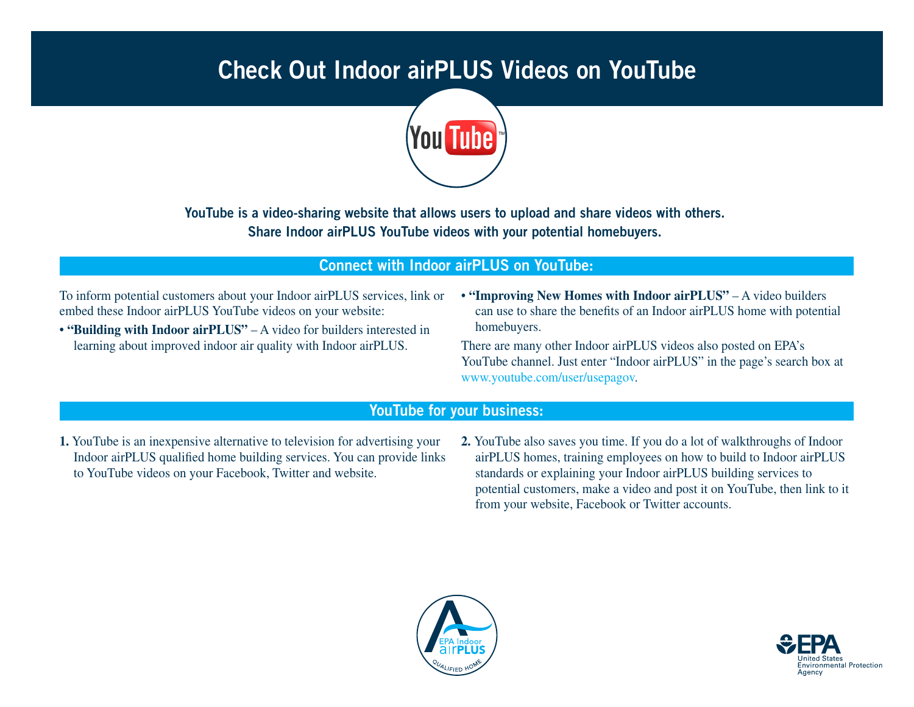# Check Out Indoor airPLUS Videos on YouTube

**YouTube is a video-sharing website that allows users to upload and share videos with others. Share Indoor airPLUS YouTube videos with your potential homebuyers.**

## Connect with Indoor airPLUS on YouTube:

To inform potential customers about your Indoor airPLUS services, link or embed these Indoor airPLUS YouTube videos on your website:

- **"Building with Indoor airPLUS"** – A video for builders interested in learning about improved indoor air quality with Indoor airPLUS.
- **"Improving New Homes with Indoor airPLUS"** – A video builders can use to share the benefits of an Indoor airPLUS home with potential homebuyers.

There are many other Indoor airPLUS videos also posted on EPA's YouTube channel. Just enter "Indoor airPLUS" in the page's search box at www.youtube.com/user/usepagov.

## YouTube for your business:

1. YouTube is an inexpensive alternative to television for advertising your Indoor airPLUS qualified home building services. You can provide links to YouTube videos on your Facebook, Twitter and website.
2. YouTube also saves you time. If you do a lot of walkthroughs of Indoor airPLUS homes, training employees on how to build to Indoor airPLUS standards or explaining your Indoor airPLUS building services to potential customers, make a video and post it on YouTube, then link to it from your website, Facebook or Twitter accounts.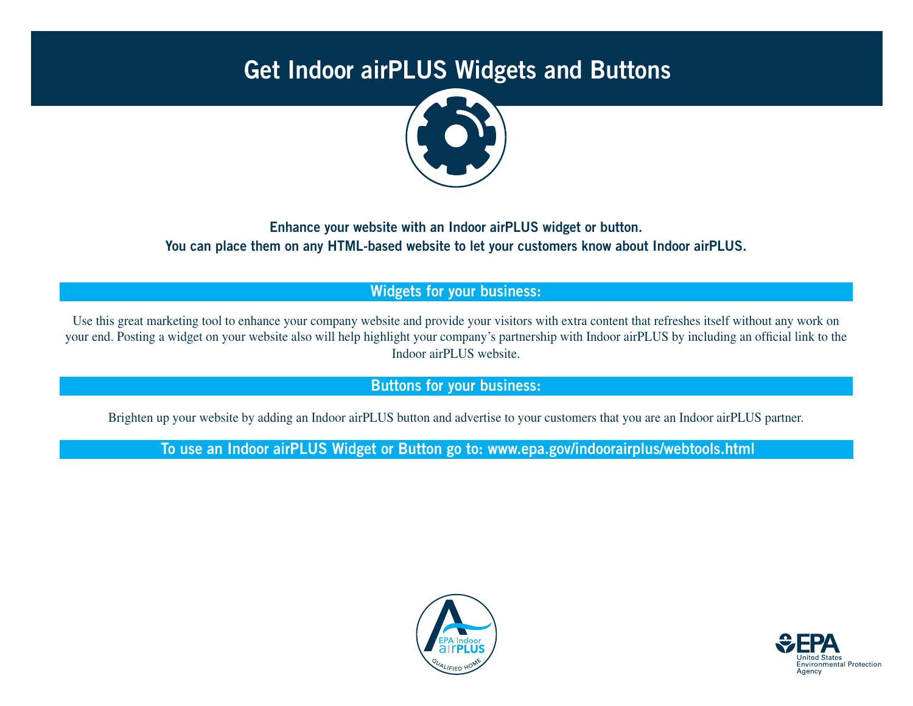# Get Indoor airPLUS Widgets and Buttons

**Enhance your website with an Indoor airPLUS widget or button.**
**You can place them on any HTML-based website to let your customers know about Indoor airPLUS.**

## Widgets for your business:

Use this great marketing tool to enhance your company website and provide your visitors with extra content that refreshes itself without any work on your end. Posting a widget on your website also will help highlight your company's partnership with Indoor airPLUS by including an official link to the Indoor airPLUS website.

## Buttons for your business:

Brighten up your website by adding an Indoor airPLUS button and advertise to your customers that you are an Indoor airPLUS partner.

**To use an Indoor airPLUS Widget or Button go to: www.epa.gov/indoorairplus/webtools.html**

EPA Indoor airPLUS QUALIFIED HOME

EPA United States Environmental Protection Agency